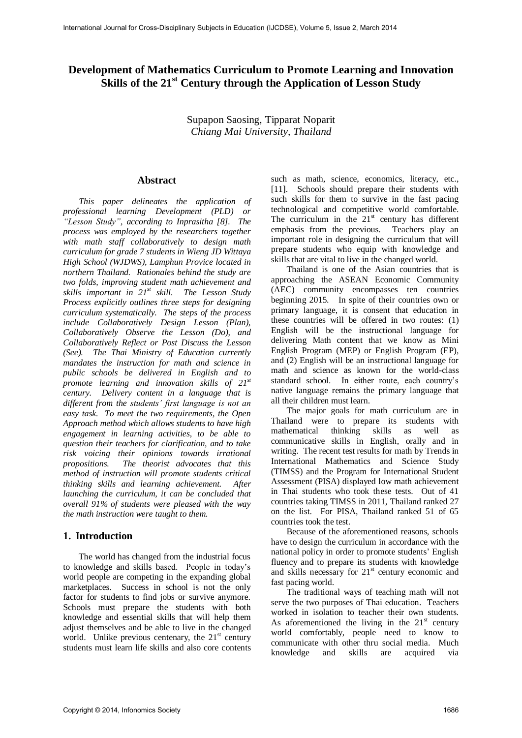# Development of Mathematics Curriculum to Promote Learning and Innovation Skills of the 21st Century through the Application of Lesson Study

Supapon Saosing, Tipparat Noparit
*Chiang Mai University, Thailand*

## Abstract

*This paper delineates the application of professional learning Development (PLD) or "Lesson Study", according to Inprasitha [8]. The process was employed by the researchers together with math staff collaboratively to design math curriculum for grade 7 students in Wieng JD Wittaya High School (WJDWS), Lamphun Provice located in northern Thailand. Rationales behind the study are two folds, improving student math achievement and skills important in 21st skill. The Lesson Study Process explicitly outlines three steps for designing curriculum systematically. The steps of the process include Collaboratively Design Lesson (Plan), Collaboratively Observe the Lesson (Do), and Collaboratively Reflect or Post Discuss the Lesson (See). The Thai Ministry of Education currently mandates the instruction for math and science in public schools be delivered in English and to promote learning and innovation skills of 21st century. Delivery content in a language that is different from the students' first language is not an easy task. To meet the two requirements, the Open Approach method which allows students to have high engagement in learning activities, to be able to question their teachers for clarification, and to take risk voicing their opinions towards irrational propositions. The theorist advocates that this method of instruction will promote students critical thinking skills and learning achievement. After launching the curriculum, it can be concluded that overall 91% of students were pleased with the way the math instruction were taught to them.*

## 1. Introduction

The world has changed from the industrial focus to knowledge and skills based. People in today's world people are competing in the expanding global marketplaces. Success in school is not the only factor for students to find jobs or survive anymore. Schools must prepare the students with both knowledge and essential skills that will help them adjust themselves and be able to live in the changed world. Unlike previous centenary, the 21st century students must learn life skills and also core contents such as math, science, economics, literacy, etc., [11]. Schools should prepare their students with such skills for them to survive in the fast pacing technological and competitive world comfortable. The curriculum in the 21st century has different emphasis from the previous. Teachers play an important role in designing the curriculum that will prepare students who equip with knowledge and skills that are vital to live in the changed world.

Thailand is one of the Asian countries that is approaching the ASEAN Economic Community (AEC) community encompasses ten countries beginning 2015. In spite of their countries own or primary language, it is consent that education in these countries will be offered in two routes: (1) English will be the instructional language for delivering Math content that we know as Mini English Program (MEP) or English Program (EP), and (2) English will be an instructional language for math and science as known for the world-class standard school. In either route, each country's native language remains the primary language that all their children must learn.

The major goals for math curriculum are in Thailand were to prepare its students with mathematical thinking skills as well as communicative skills in English, orally and in writing. The recent test results for math by Trends in International Mathematics and Science Study (TIMSS) and the Program for International Student Assessment (PISA) displayed low math achievement in Thai students who took these tests. Out of 41 countries taking TIMSS in 2011, Thailand ranked 27 on the list. For PISA, Thailand ranked 51 of 65 countries took the test.

Because of the aforementioned reasons, schools have to design the curriculum in accordance with the national policy in order to promote students' English fluency and to prepare its students with knowledge and skills necessary for 21st century economic and fast pacing world.

The traditional ways of teaching math will not serve the two purposes of Thai education. Teachers worked in isolation to teacher their own students. As aforementioned the living in the 21st century world comfortably, people need to know to communicate with other thru social media. Much knowledge and skills are acquired via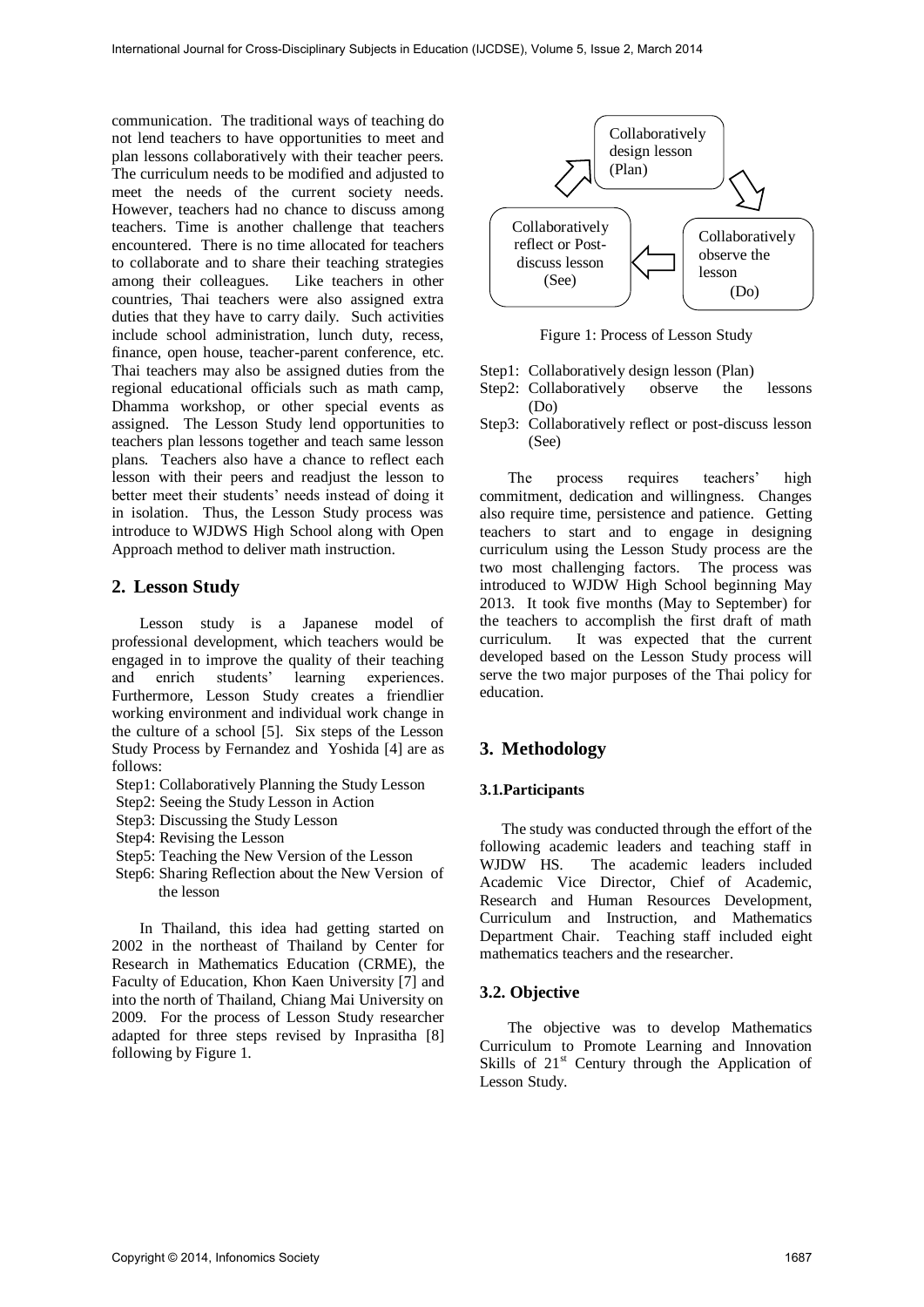communication. The traditional ways of teaching do not lend teachers to have opportunities to meet and plan lessons collaboratively with their teacher peers. The curriculum needs to be modified and adjusted to meet the needs of the current society needs. However, teachers had no chance to discuss among teachers. Time is another challenge that teachers encountered. There is no time allocated for teachers to collaborate and to share their teaching strategies among their colleagues. Like teachers in other countries, Thai teachers were also assigned extra duties that they have to carry daily. Such activities include school administration, lunch duty, recess, finance, open house, teacher-parent conference, etc. Thai teachers may also be assigned duties from the regional educational officials such as math camp, Dhamma workshop, or other special events as assigned. The Lesson Study lend opportunities to teachers plan lessons together and teach same lesson plans. Teachers also have a chance to reflect each lesson with their peers and readjust the lesson to better meet their students' needs instead of doing it in isolation. Thus, the Lesson Study process was introduce to WJDWS High School along with Open Approach method to deliver math instruction.

## 2. Lesson Study

Lesson study is a Japanese model of professional development, which teachers would be engaged in to improve the quality of their teaching and enrich students' learning experiences. Furthermore, Lesson Study creates a friendlier working environment and individual work change in the culture of a school [5]. Six steps of the Lesson Study Process by Fernandez and Yoshida [4] are as follows:

Step1: Collaboratively Planning the Study Lesson
Step2: Seeing the Study Lesson in Action
Step3: Discussing the Study Lesson
Step4: Revising the Lesson
Step5: Teaching the New Version of the Lesson
Step6: Sharing Reflection about the New Version of the lesson

In Thailand, this idea had getting started on 2002 in the northeast of Thailand by Center for Research in Mathematics Education (CRME), the Faculty of Education, Khon Kaen University [7] and into the north of Thailand, Chiang Mai University on 2009. For the process of Lesson Study researcher adapted for three steps revised by Inprasitha [8] following by Figure 1.

Collaboratively design lesson (Plan) → Collaboratively observe the lesson (Do) → Collaboratively reflect or Post-discuss lesson (See)

Figure 1: Process of Lesson Study

Step1: Collaboratively design lesson (Plan)
Step2: Collaboratively observe the lessons (Do)
Step3: Collaboratively reflect or post-discuss lesson (See)

The process requires teachers' high commitment, dedication and willingness. Changes also require time, persistence and patience. Getting teachers to start and to engage in designing curriculum using the Lesson Study process are the two most challenging factors. The process was introduced to WJDW High School beginning May 2013. It took five months (May to September) for the teachers to accomplish the first draft of math curriculum. It was expected that the current developed based on the Lesson Study process will serve the two major purposes of the Thai policy for education.

## 3. Methodology

### 3.1.Participants

The study was conducted through the effort of the following academic leaders and teaching staff in WJDW HS. The academic leaders included Academic Vice Director, Chief of Academic, Research and Human Resources Development, Curriculum and Instruction, and Mathematics Department Chair. Teaching staff included eight mathematics teachers and the researcher.

### 3.2. Objective

The objective was to develop Mathematics Curriculum to Promote Learning and Innovation Skills of 21[st] Century through the Application of Lesson Study.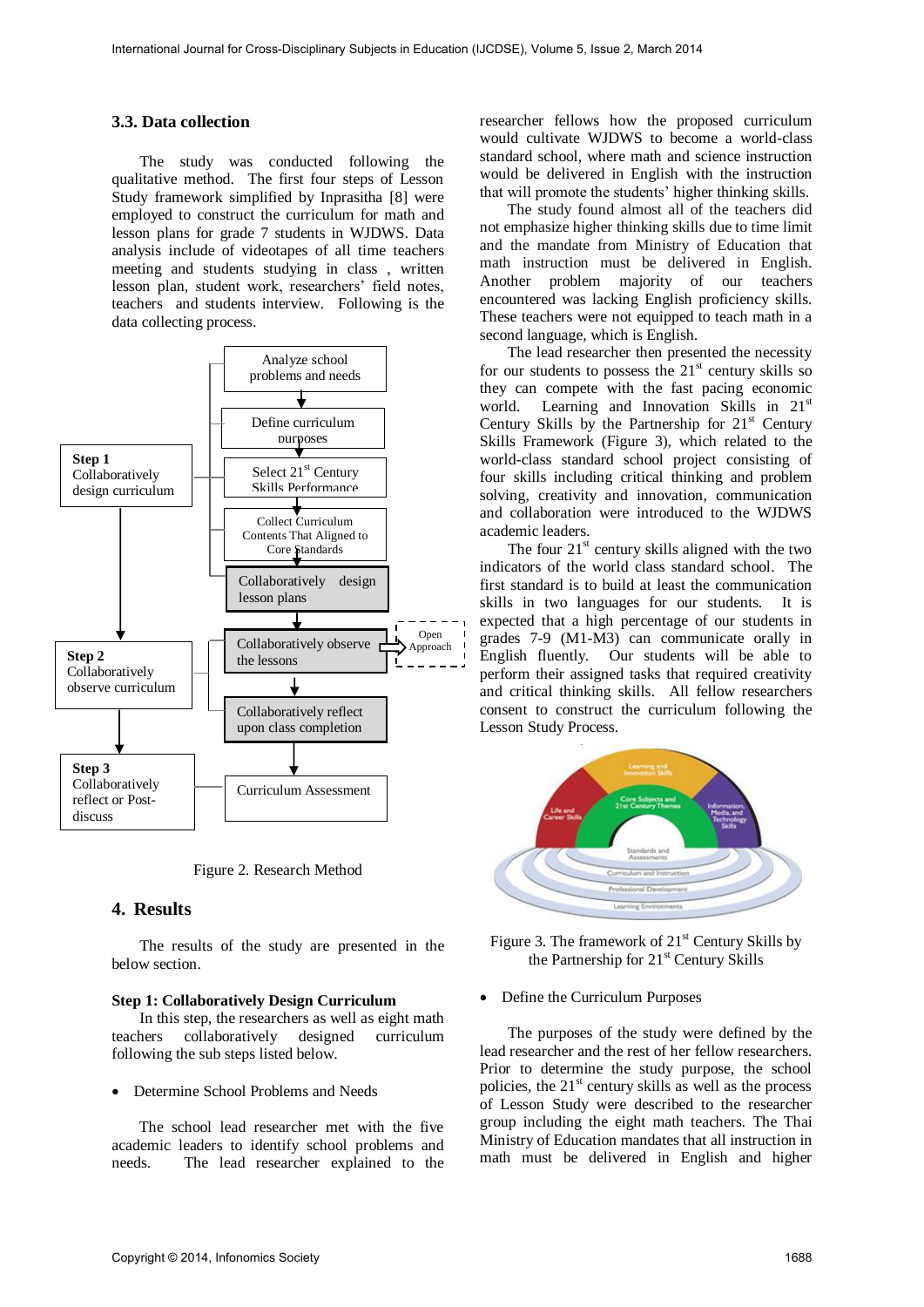### 3.3. Data collection

The study was conducted following the qualitative method. The first four steps of Lesson Study framework simplified by Inprasitha [8] were employed to construct the curriculum for math and lesson plans for grade 7 students in WJDWS. Data analysis include of videotapes of all time teachers meeting and students studying in class , written lesson plan, student work, researchers' field notes, teachers and students interview. Following is the data collecting process.

Figure 2. Research Method

## 4. Results

The results of the study are presented in the below section.

**Step 1: Collaboratively Design Curriculum**

In this step, the researchers as well as eight math teachers collaboratively designed curriculum following the sub steps listed below.

- Determine School Problems and Needs

The school lead researcher met with the five academic leaders to identify school problems and needs. The lead researcher explained to the researcher fellows how the proposed curriculum would cultivate WJDWS to become a world-class standard school, where math and science instruction would be delivered in English with the instruction that will promote the students' higher thinking skills.

The study found almost all of the teachers did not emphasize higher thinking skills due to time limit and the mandate from Ministry of Education that math instruction must be delivered in English. Another problem majority of our teachers encountered was lacking English proficiency skills. These teachers were not equipped to teach math in a second language, which is English.

The lead researcher then presented the necessity for our students to possess the 21st century skills so they can compete with the fast pacing economic world. Learning and Innovation Skills in 21st Century Skills by the Partnership for 21st Century Skills Framework (Figure 3), which related to the world-class standard school project consisting of four skills including critical thinking and problem solving, creativity and innovation, communication and collaboration were introduced to the WJDWS academic leaders.

The four 21st century skills aligned with the two indicators of the world class standard school. The first standard is to build at least the communication skills in two languages for our students. It is expected that a high percentage of our students in grades 7-9 (M1-M3) can communicate orally in English fluently. Our students will be able to perform their assigned tasks that required creativity and critical thinking skills. All fellow researchers consent to construct the curriculum following the Lesson Study Process.

Figure 3. The framework of 21st Century Skills by the Partnership for 21st Century Skills

- Define the Curriculum Purposes

The purposes of the study were defined by the lead researcher and the rest of her fellow researchers. Prior to determine the study purpose, the school policies, the 21st century skills as well as the process of Lesson Study were described to the researcher group including the eight math teachers. The Thai Ministry of Education mandates that all instruction in math must be delivered in English and higher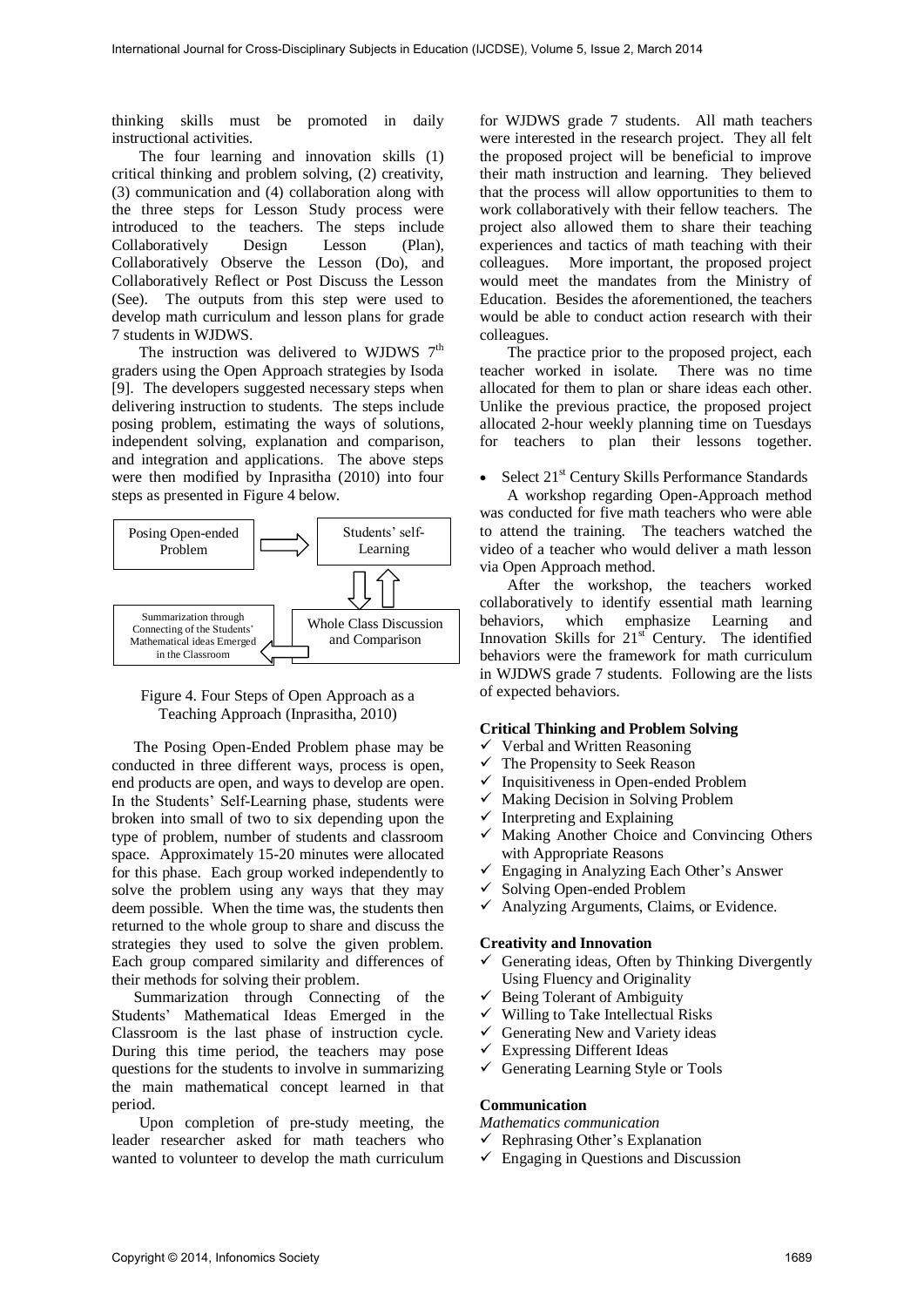thinking skills must be promoted in daily instructional activities.

The four learning and innovation skills (1) critical thinking and problem solving, (2) creativity, (3) communication and (4) collaboration along with the three steps for Lesson Study process were introduced to the teachers. The steps include Collaboratively Design Lesson (Plan), Collaboratively Observe the Lesson (Do), and Collaboratively Reflect or Post Discuss the Lesson (See). The outputs from this step were used to develop math curriculum and lesson plans for grade 7 students in WJDWS.

The instruction was delivered to WJDWS 7th graders using the Open Approach strategies by Isoda [9]. The developers suggested necessary steps when delivering instruction to students. The steps include posing problem, estimating the ways of solutions, independent solving, explanation and comparison, and integration and applications. The above steps were then modified by Inprasitha (2010) into four steps as presented in Figure 4 below.

Posing Open-ended Problem → Students' self-Learning ⇅ Whole Class Discussion and Comparison → Summarization through Connecting of the Students' Mathematical ideas Emerged in the Classroom

Figure 4. Four Steps of Open Approach as a Teaching Approach (Inprasitha, 2010)

The Posing Open-Ended Problem phase may be conducted in three different ways, process is open, end products are open, and ways to develop are open. In the Students' Self-Learning phase, students were broken into small of two to six depending upon the type of problem, number of students and classroom space. Approximately 15-20 minutes were allocated for this phase. Each group worked independently to solve the problem using any ways that they may deem possible. When the time was, the students then returned to the whole group to share and discuss the strategies they used to solve the given problem. Each group compared similarity and differences of their methods for solving their problem.

Summarization through Connecting of the Students' Mathematical Ideas Emerged in the Classroom is the last phase of instruction cycle. During this time period, the teachers may pose questions for the students to involve in summarizing the main mathematical concept learned in that period.

Upon completion of pre-study meeting, the leader researcher asked for math teachers who wanted to volunteer to develop the math curriculum for WJDWS grade 7 students. All math teachers were interested in the research project. They all felt the proposed project will be beneficial to improve their math instruction and learning. They believed that the process will allow opportunities to them to work collaboratively with their fellow teachers. The project also allowed them to share their teaching experiences and tactics of math teaching with their colleagues. More important, the proposed project would meet the mandates from the Ministry of Education. Besides the aforementioned, the teachers would be able to conduct action research with their colleagues.

The practice prior to the proposed project, each teacher worked in isolate. There was no time allocated for them to plan or share ideas each other. Unlike the previous practice, the proposed project allocated 2-hour weekly planning time on Tuesdays for teachers to plan their lessons together.

- Select 21st Century Skills Performance Standards

A workshop regarding Open-Approach method was conducted for five math teachers who were able to attend the training. The teachers watched the video of a teacher who would deliver a math lesson via Open Approach method.

After the workshop, the teachers worked collaboratively to identify essential math learning behaviors, which emphasize Learning and Innovation Skills for 21st Century. The identified behaviors were the framework for math curriculum in WJDWS grade 7 students. Following are the lists of expected behaviors.

**Critical Thinking and Problem Solving**

- ✓ Verbal and Written Reasoning
- ✓ The Propensity to Seek Reason
- ✓ Inquisitiveness in Open-ended Problem
- ✓ Making Decision in Solving Problem
- ✓ Interpreting and Explaining
- ✓ Making Another Choice and Convincing Others with Appropriate Reasons
- ✓ Engaging in Analyzing Each Other's Answer
- ✓ Solving Open-ended Problem
- ✓ Analyzing Arguments, Claims, or Evidence.

**Creativity and Innovation**

- ✓ Generating ideas, Often by Thinking Divergently Using Fluency and Originality
- ✓ Being Tolerant of Ambiguity
- ✓ Willing to Take Intellectual Risks
- ✓ Generating New and Variety ideas
- ✓ Expressing Different Ideas
- ✓ Generating Learning Style or Tools

**Communication**

*Mathematics communication*

- ✓ Rephrasing Other's Explanation
- ✓ Engaging in Questions and Discussion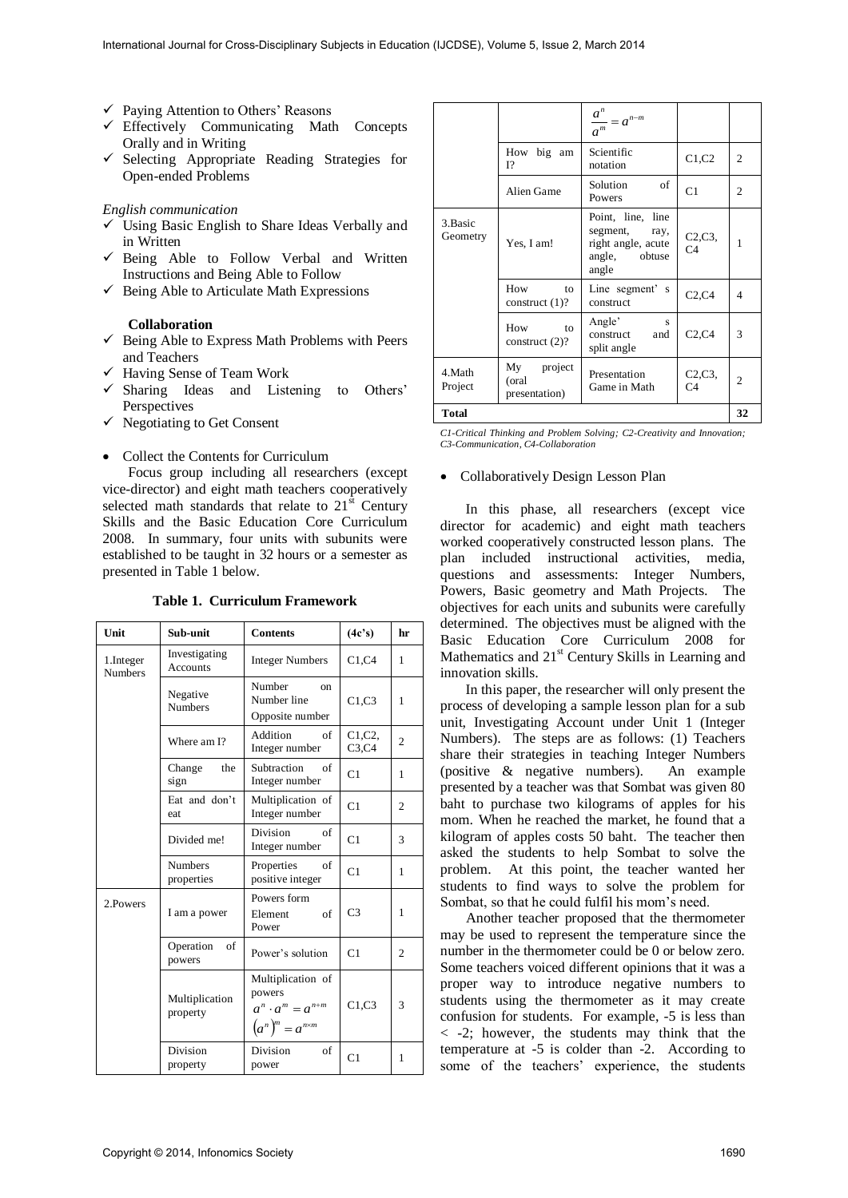- ✓ Paying Attention to Others' Reasons
- ✓ Effectively Communicating Math Concepts Orally and in Writing
- ✓ Selecting Appropriate Reading Strategies for Open-ended Problems

*English communication*

- ✓ Using Basic English to Share Ideas Verbally and in Written
- ✓ Being Able to Follow Verbal and Written Instructions and Being Able to Follow
- ✓ Being Able to Articulate Math Expressions

**Collaboration**

- ✓ Being Able to Express Math Problems with Peers and Teachers
- ✓ Having Sense of Team Work
- ✓ Sharing Ideas and Listening to Others' Perspectives
- ✓ Negotiating to Get Consent

- Collect the Contents for Curriculum

Focus group including all researchers (except vice-director) and eight math teachers cooperatively selected math standards that relate to 21st Century Skills and the Basic Education Core Curriculum 2008. In summary, four units with subunits were established to be taught in 32 hours or a semester as presented in Table 1 below.

**Table 1. Curriculum Framework**

| Unit | Sub-unit | Contents | (4c's) | hr |
|---|---|---|---|---|
| 1.Integer Numbers | Investigating Accounts | Integer Numbers | C1,C4 | 1 |
| | Negative Numbers | Number on Number line Opposite number | C1,C3 | 1 |
| | Where am I? | Addition of Integer number | C1,C2, C3,C4 | 2 |
| | Change the sign | Subtraction of Integer number | C1 | 1 |
| | Eat and don't eat | Multiplication of Integer number | C1 | 2 |
| | Divided me! | Division of Integer number | C1 | 3 |
| | Numbers properties | Properties of positive integer | C1 | 1 |
| 2.Powers | I am a power | Powers form Element of Power | C3 | 1 |
| | Operation of powers | Power's solution | C1 | 2 |
| | Multiplication property | Multiplication of powers $a^n \cdot a^m = a^{n+m}$ $\left(a^n\right)^m = a^{n \times m}$ | C1,C3 | 3 |
| | Division property | Division of power $\frac{a^n}{a^m} = a^{n-m}$ | C1 | 1 |
| | How big am I? | Scientific notation | C1,C2 | 2 |
| | Alien Game | Solution of Powers | C1 | 2 |
| 3.Basic Geometry | Yes, I am! | Point, line, line segment, ray, right angle, acute angle, obtuse angle | C2,C3, C4 | 1 |
| | How to construct (1)? | Line segment' s construct | C2,C4 | 4 |
| | How to construct (2)? | Angle' s construct and split angle | C2,C4 | 3 |
| 4.Math Project | My project (oral presentation) | Presentation Game in Math | C2,C3, C4 | 2 |
| **Total** | | | | **32** |

*C1-Critical Thinking and Problem Solving; C2-Creativity and Innovation; C3-Communication, C4-Collaboration*

- Collaboratively Design Lesson Plan

In this phase, all researchers (except vice director for academic) and eight math teachers worked cooperatively constructed lesson plans. The plan included instructional activities, media, questions and assessments: Integer Numbers, Powers, Basic geometry and Math Projects. The objectives for each units and subunits were carefully determined. The objectives must be aligned with the Basic Education Core Curriculum 2008 for Mathematics and 21st Century Skills in Learning and innovation skills.

In this paper, the researcher will only present the process of developing a sample lesson plan for a sub unit, Investigating Account under Unit 1 (Integer Numbers). The steps are as follows: (1) Teachers share their strategies in teaching Integer Numbers (positive & negative numbers). An example presented by a teacher was that Sombat was given 80 baht to purchase two kilograms of apples for his mom. When he reached the market, he found that a kilogram of apples costs 50 baht. The teacher then asked the students to help Sombat to solve the problem. At this point, the teacher wanted her students to find ways to solve the problem for Sombat, so that he could fulfil his mom's need.

Another teacher proposed that the thermometer may be used to represent the temperature since the number in the thermometer could be 0 or below zero. Some teachers voiced different opinions that it was a proper way to introduce negative numbers to students using the thermometer as it may create confusion for students. For example, -5 is less than < -2; however, the students may think that the temperature at -5 is colder than -2. According to some of the teachers' experience, the students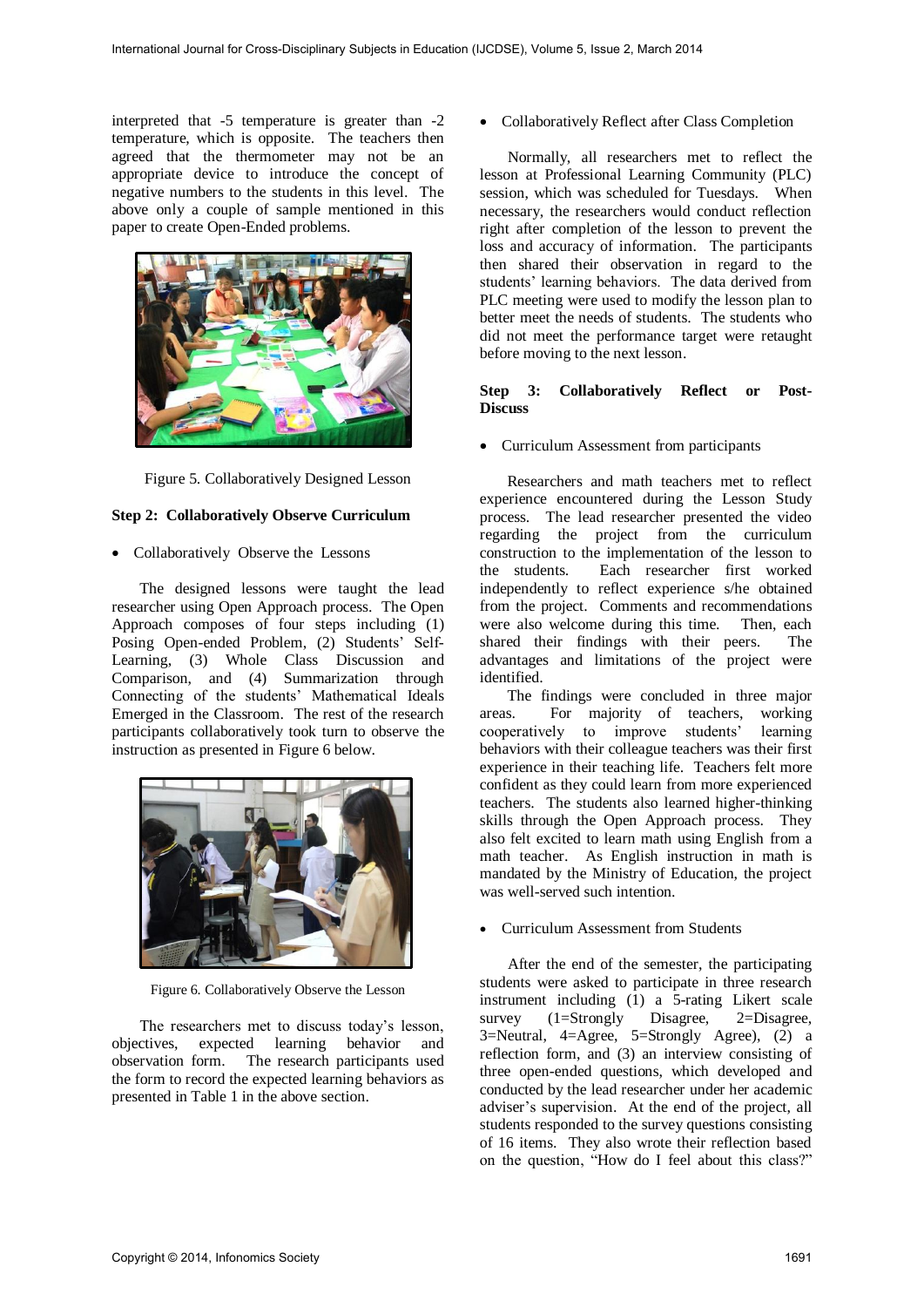interpreted that -5 temperature is greater than -2 temperature, which is opposite. The teachers then agreed that the thermometer may not be an appropriate device to introduce the concept of negative numbers to the students in this level. The above only a couple of sample mentioned in this paper to create Open-Ended problems.

Figure 5. Collaboratively Designed Lesson

**Step 2: Collaboratively Observe Curriculum**

- Collaboratively Observe the Lessons

The designed lessons were taught the lead researcher using Open Approach process. The Open Approach composes of four steps including (1) Posing Open-ended Problem, (2) Students' Self-Learning, (3) Whole Class Discussion and Comparison, and (4) Summarization through Connecting of the students' Mathematical Ideals Emerged in the Classroom. The rest of the research participants collaboratively took turn to observe the instruction as presented in Figure 6 below.

Figure 6. Collaboratively Observe the Lesson

The researchers met to discuss today's lesson, objectives, expected learning behavior and observation form. The research participants used the form to record the expected learning behaviors as presented in Table 1 in the above section.

- Collaboratively Reflect after Class Completion

Normally, all researchers met to reflect the lesson at Professional Learning Community (PLC) session, which was scheduled for Tuesdays. When necessary, the researchers would conduct reflection right after completion of the lesson to prevent the loss and accuracy of information. The participants then shared their observation in regard to the students' learning behaviors. The data derived from PLC meeting were used to modify the lesson plan to better meet the needs of students. The students who did not meet the performance target were retaught before moving to the next lesson.

**Step 3: Collaboratively Reflect or Post-Discuss**

- Curriculum Assessment from participants

Researchers and math teachers met to reflect experience encountered during the Lesson Study process. The lead researcher presented the video regarding the project from the curriculum construction to the implementation of the lesson to the students. Each researcher first worked independently to reflect experience s/he obtained from the project. Comments and recommendations were also welcome during this time. Then, each shared their findings with their peers. The advantages and limitations of the project were identified.

The findings were concluded in three major areas. For majority of teachers, working cooperatively to improve students' learning behaviors with their colleague teachers was their first experience in their teaching life. Teachers felt more confident as they could learn from more experienced teachers. The students also learned higher-thinking skills through the Open Approach process. They also felt excited to learn math using English from a math teacher. As English instruction in math is mandated by the Ministry of Education, the project was well-served such intention.

- Curriculum Assessment from Students

After the end of the semester, the participating students were asked to participate in three research instrument including (1) a 5-rating Likert scale survey (1=Strongly Disagree, 2=Disagree, 3=Neutral, 4=Agree, 5=Strongly Agree), (2) a reflection form, and (3) an interview consisting of three open-ended questions, which developed and conducted by the lead researcher under her academic adviser's supervision. At the end of the project, all students responded to the survey questions consisting of 16 items. They also wrote their reflection based on the question, "How do I feel about this class?"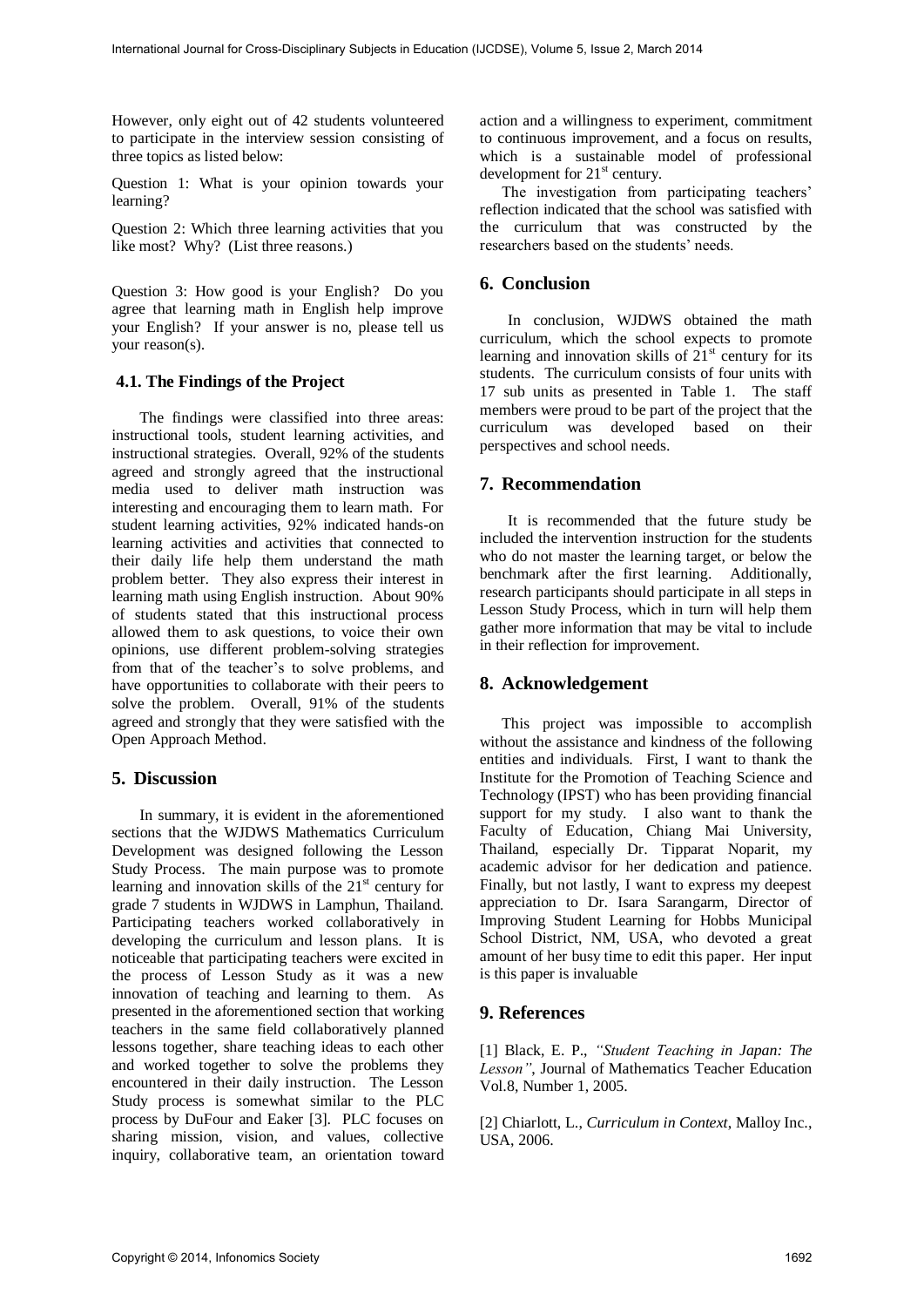However, only eight out of 42 students volunteered to participate in the interview session consisting of three topics as listed below:

Question 1: What is your opinion towards your learning?

Question 2: Which three learning activities that you like most? Why? (List three reasons.)

Question 3: How good is your English? Do you agree that learning math in English help improve your English? If your answer is no, please tell us your reason(s).

### 4.1. The Findings of the Project

The findings were classified into three areas: instructional tools, student learning activities, and instructional strategies. Overall, 92% of the students agreed and strongly agreed that the instructional media used to deliver math instruction was interesting and encouraging them to learn math. For student learning activities, 92% indicated hands-on learning activities and activities that connected to their daily life help them understand the math problem better. They also express their interest in learning math using English instruction. About 90% of students stated that this instructional process allowed them to ask questions, to voice their own opinions, use different problem-solving strategies from that of the teacher's to solve problems, and have opportunities to collaborate with their peers to solve the problem. Overall, 91% of the students agreed and strongly that they were satisfied with the Open Approach Method.

## 5. Discussion

In summary, it is evident in the aforementioned sections that the WJDWS Mathematics Curriculum Development was designed following the Lesson Study Process. The main purpose was to promote learning and innovation skills of the 21st century for grade 7 students in WJDWS in Lamphun, Thailand. Participating teachers worked collaboratively in developing the curriculum and lesson plans. It is noticeable that participating teachers were excited in the process of Lesson Study as it was a new innovation of teaching and learning to them. As presented in the aforementioned section that working teachers in the same field collaboratively planned lessons together, share teaching ideas to each other and worked together to solve the problems they encountered in their daily instruction. The Lesson Study process is somewhat similar to the PLC process by DuFour and Eaker [3]. PLC focuses on sharing mission, vision, and values, collective inquiry, collaborative team, an orientation toward action and a willingness to experiment, commitment to continuous improvement, and a focus on results, which is a sustainable model of professional development for 21st century.

The investigation from participating teachers' reflection indicated that the school was satisfied with the curriculum that was constructed by the researchers based on the students' needs.

## 6. Conclusion

In conclusion, WJDWS obtained the math curriculum, which the school expects to promote learning and innovation skills of 21st century for its students. The curriculum consists of four units with 17 sub units as presented in Table 1. The staff members were proud to be part of the project that the curriculum was developed based on their perspectives and school needs.

## 7. Recommendation

It is recommended that the future study be included the intervention instruction for the students who do not master the learning target, or below the benchmark after the first learning. Additionally, research participants should participate in all steps in Lesson Study Process, which in turn will help them gather more information that may be vital to include in their reflection for improvement.

## 8. Acknowledgement

This project was impossible to accomplish without the assistance and kindness of the following entities and individuals. First, I want to thank the Institute for the Promotion of Teaching Science and Technology (IPST) who has been providing financial support for my study. I also want to thank the Faculty of Education, Chiang Mai University, Thailand, especially Dr. Tipparat Noparit, my academic advisor for her dedication and patience. Finally, but not lastly, I want to express my deepest appreciation to Dr. Isara Sarangarm, Director of Improving Student Learning for Hobbs Municipal School District, NM, USA, who devoted a great amount of her busy time to edit this paper. Her input is this paper is invaluable

## 9. References

[1] Black, E. P., *"Student Teaching in Japan: The Lesson"*, Journal of Mathematics Teacher Education Vol.8, Number 1, 2005.

[2] Chiarlott, L., *Curriculum in Context*, Malloy Inc., USA, 2006.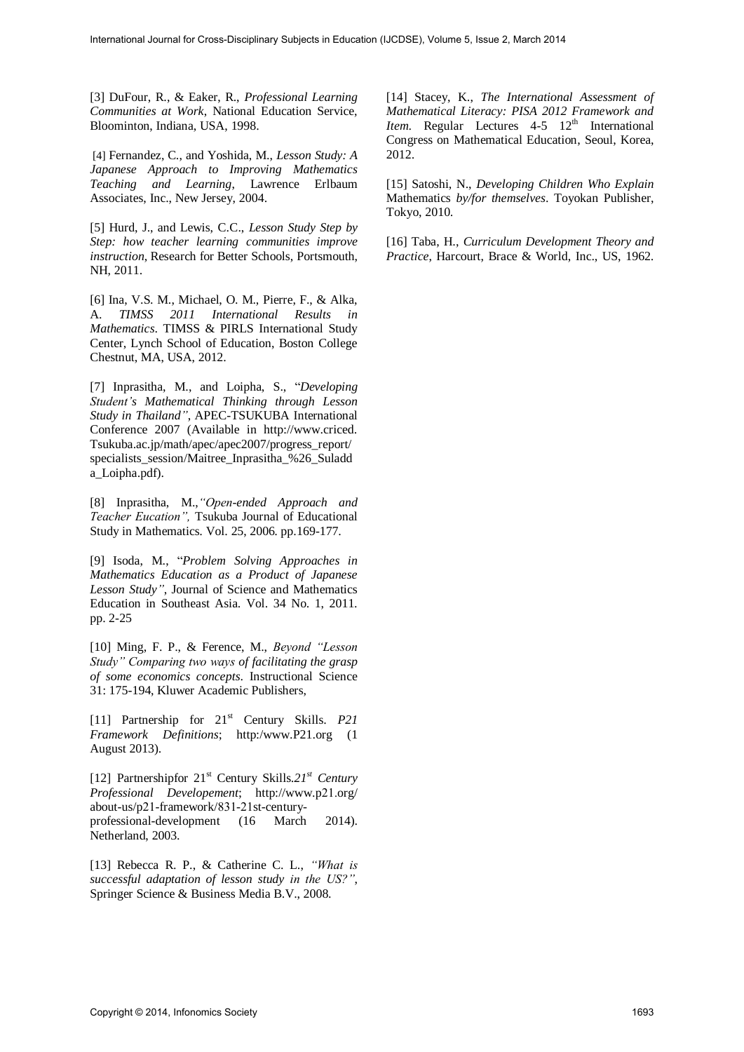[3] DuFour, R., & Eaker, R., *Professional Learning Communities at Work*, National Education Service, Bloominton, Indiana, USA, 1998.

[4] Fernandez, C., and Yoshida, M., *Lesson Study: A Japanese Approach to Improving Mathematics Teaching and Learning*, Lawrence Erlbaum Associates, Inc., New Jersey, 2004.

[5] Hurd, J., and Lewis, C.C., *Lesson Study Step by Step: how teacher learning communities improve instruction*, Research for Better Schools, Portsmouth, NH, 2011.

[6] Ina, V.S. M., Michael, O. M., Pierre, F., & Alka, A. *TIMSS 2011 International Results in Mathematics*. TIMSS & PIRLS International Study Center, Lynch School of Education, Boston College Chestnut, MA, USA, 2012.

[7] Inprasitha, M., and Loipha, S., "*Developing Student's Mathematical Thinking through Lesson Study in Thailand"*, APEC-TSUKUBA International Conference 2007 (Available in http://www.criced.Tsukuba.ac.jp/math/apec/apec2007/progress_report/specialists_session/Maitree_Inprasitha_%26_Suladda_Loipha.pdf).

[8] Inprasitha, M.,*"Open-ended Approach and Teacher Eucation",* Tsukuba Journal of Educational Study in Mathematics. Vol. 25, 2006. pp.169-177.

[9] Isoda, M., "*Problem Solving Approaches in Mathematics Education as a Product of Japanese Lesson Study"*, Journal of Science and Mathematics Education in Southeast Asia. Vol. 34 No. 1, 2011. pp. 2-25

[10] Ming, F. P., & Ference, M., *Beyond "Lesson Study" Comparing two ways of facilitating the grasp of some economics concepts*. Instructional Science 31: 175-194, Kluwer Academic Publishers,

[11] Partnership for 21st Century Skills. *P21 Framework Definitions*; http:/www.P21.org (1 August 2013).

[12] Partnershipfor 21st Century Skills.*21st Century Professional Developement*; http://www.p21.org/about-us/p21-framework/831-21st-century-professional-development (16 March 2014). Netherland, 2003.

[13] Rebecca R. P., & Catherine C. L., *"What is successful adaptation of lesson study in the US?"*, Springer Science & Business Media B.V., 2008.

[14] Stacey, K., *The International Assessment of Mathematical Literacy: PISA 2012 Framework and Item*. Regular Lectures 4-5 12th International Congress on Mathematical Education, Seoul, Korea, 2012.

[15] Satoshi, N., *Developing Children Who Explain* Mathematics *by/for themselves*. Toyokan Publisher, Tokyo, 2010.

[16] Taba, H., *Curriculum Development Theory and Practice*, Harcourt, Brace & World, Inc., US, 1962.